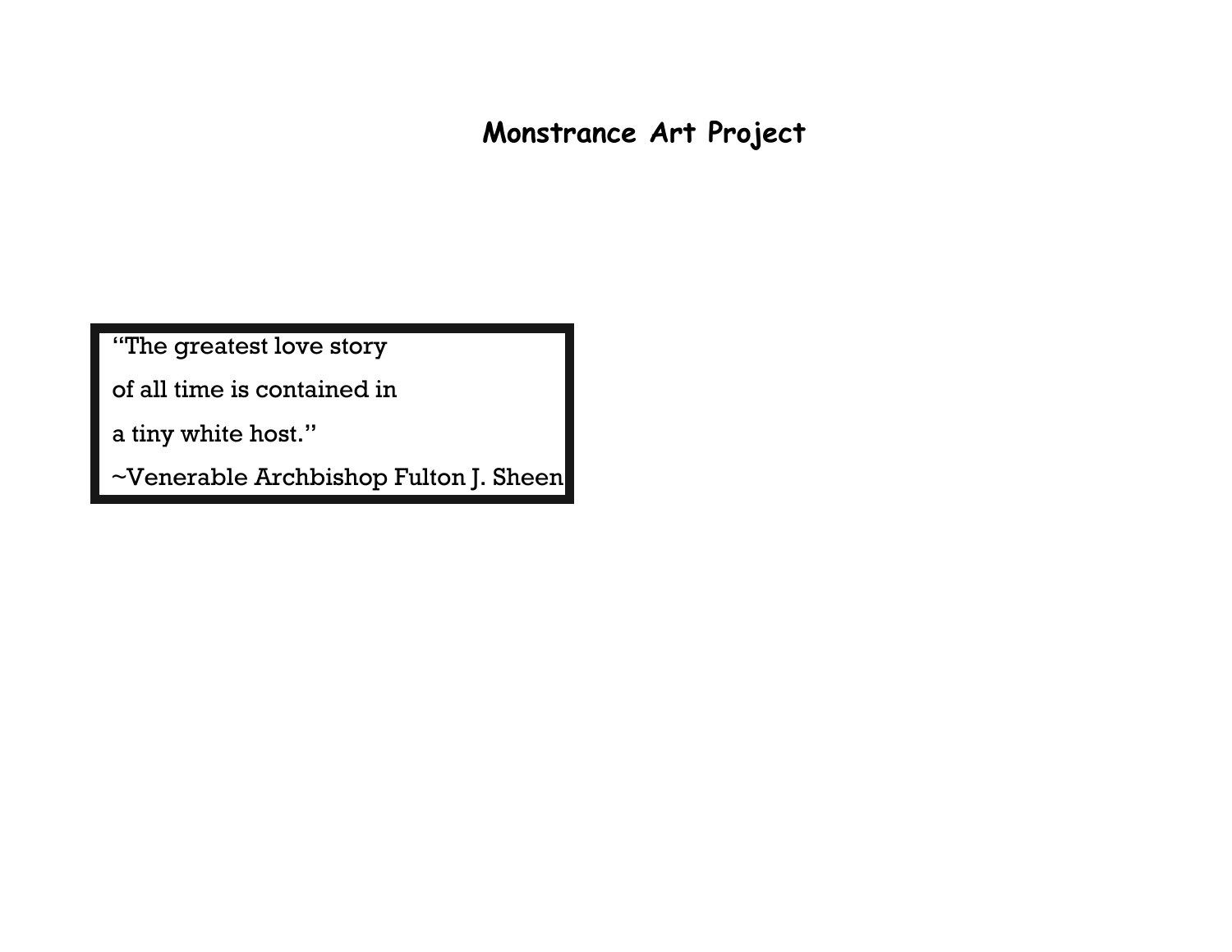# Monstrance Art Project

"The greatest love story
of all time is contained in
a tiny white host."
~Venerable Archbishop Fulton J. Sheen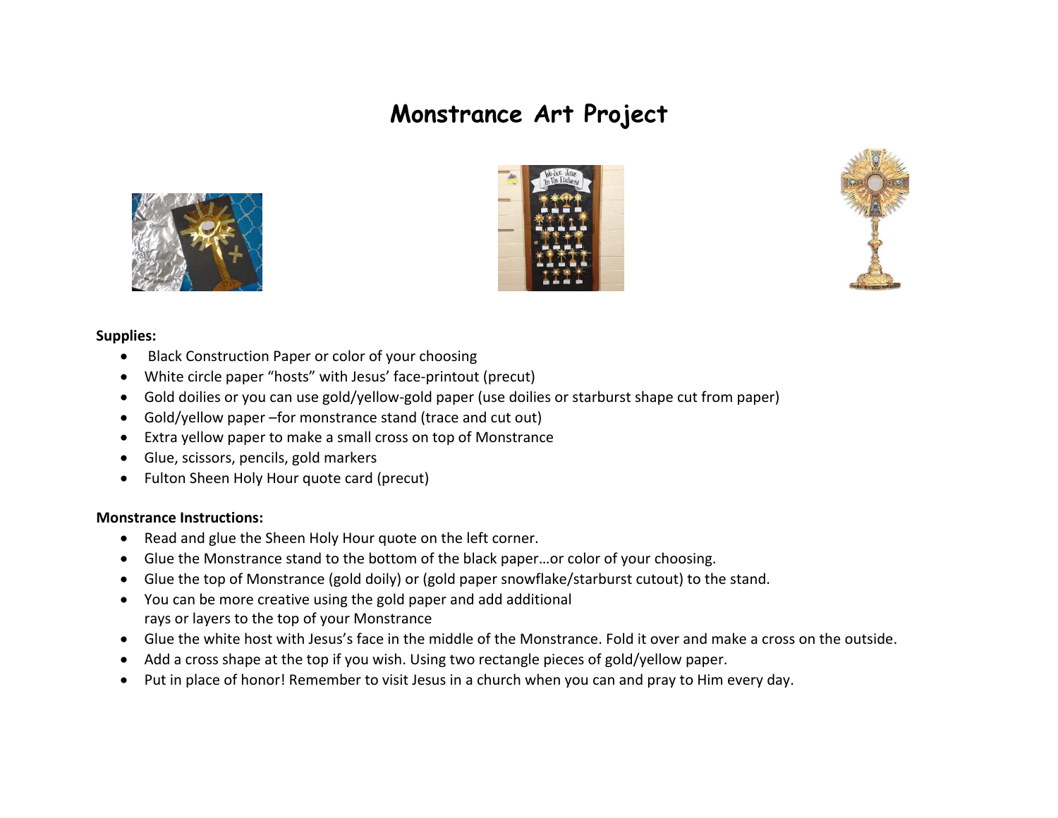# Monstrance Art Project

**Supplies:**

- Black Construction Paper or color of your choosing
- White circle paper "hosts" with Jesus' face-printout (precut)
- Gold doilies or you can use gold/yellow-gold paper (use doilies or starburst shape cut from paper)
- Gold/yellow paper –for monstrance stand (trace and cut out)
- Extra yellow paper to make a small cross on top of Monstrance
- Glue, scissors, pencils, gold markers
- Fulton Sheen Holy Hour quote card (precut)

**Monstrance Instructions:**

- Read and glue the Sheen Holy Hour quote on the left corner.
- Glue the Monstrance stand to the bottom of the black paper…or color of your choosing.
- Glue the top of Monstrance (gold doily) or (gold paper snowflake/starburst cutout) to the stand.
- You can be more creative using the gold paper and add additional rays or layers to the top of your Monstrance
- Glue the white host with Jesus's face in the middle of the Monstrance. Fold it over and make a cross on the outside.
- Add a cross shape at the top if you wish. Using two rectangle pieces of gold/yellow paper.
- Put in place of honor! Remember to visit Jesus in a church when you can and pray to Him every day.